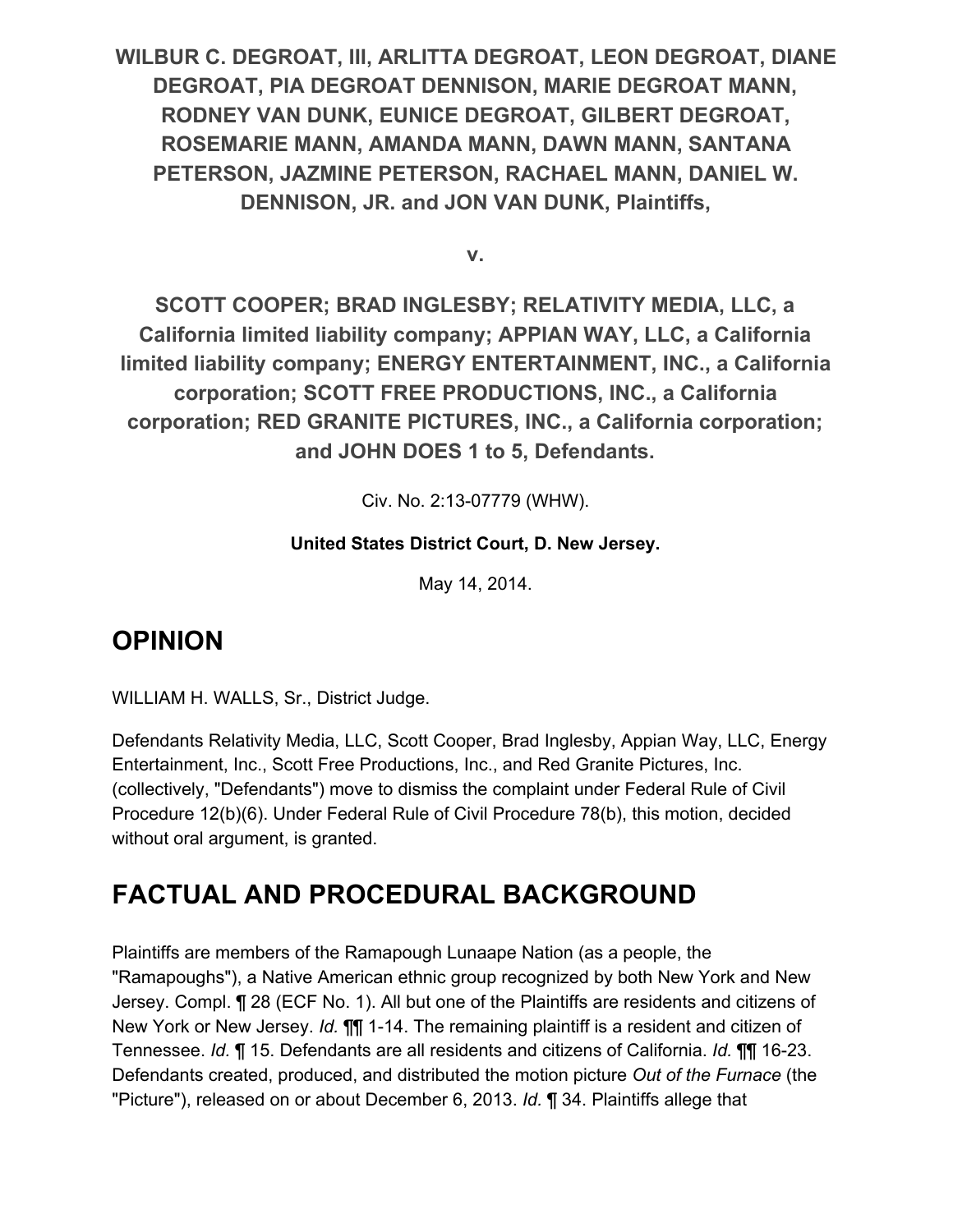**WILBUR C. DEGROAT, III, ARLITTA DEGROAT, LEON DEGROAT, DIANE DEGROAT, PIA DEGROAT DENNISON, MARIE DEGROAT MANN, RODNEY VAN DUNK, EUNICE DEGROAT, GILBERT DEGROAT, ROSEMARIE MANN, AMANDA MANN, DAWN MANN, SANTANA PETERSON, JAZMINE PETERSON, RACHAEL MANN, DANIEL W. DENNISON, JR. and JON VAN DUNK, Plaintiffs,**

**v.**

**SCOTT COOPER; BRAD INGLESBY; RELATIVITY MEDIA, LLC, a California limited liability company; APPIAN WAY, LLC, a California limited liability company; ENERGY ENTERTAINMENT, INC., a California corporation; SCOTT FREE PRODUCTIONS, INC., a California corporation; RED GRANITE PICTURES, INC., a California corporation; and JOHN DOES 1 to 5, Defendants.**

Civ. No. 2:13-07779 (WHW).

**United States District Court, D. New Jersey.**

May 14, 2014.

# OPINION

WILLIAM H. WALLS, Sr., District Judge.

Defendants Relativity Media, LLC, Scott Cooper, Brad Inglesby, Appian Way, LLC, Energy Entertainment, Inc., Scott Free Productions, Inc., and Red Granite Pictures, Inc. (collectively, "Defendants") move to dismiss the complaint under Federal Rule of Civil Procedure 12(b)(6). Under Federal Rule of Civil Procedure 78(b), this motion, decided without oral argument, is granted.

# FACTUAL AND PROCEDURAL BACKGROUND

Plaintiffs are members of the Ramapough Lunaape Nation (as a people, the "Ramapoughs"), a Native American ethnic group recognized by both New York and New Jersey. Compl. ¶ 28 (ECF No. 1). All but one of the Plaintiffs are residents and citizens of New York or New Jersey. *Id.* ¶¶ 1-14. The remaining plaintiff is a resident and citizen of Tennessee. *Id.* ¶ 15. Defendants are all residents and citizens of California. *Id.* ¶¶ 16-23. Defendants created, produced, and distributed the motion picture *Out of the Furnace* (the "Picture"), released on or about December 6, 2013. *Id.* ¶ 34. Plaintiffs allege that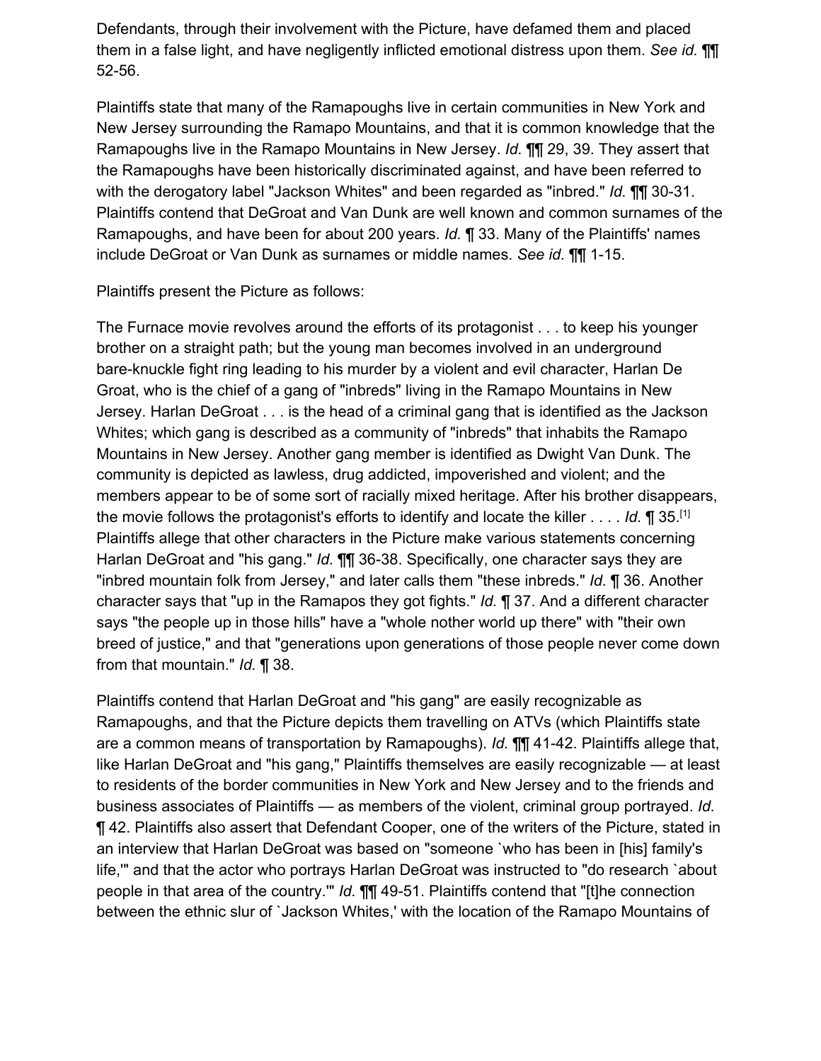Defendants, through their involvement with the Picture, have defamed them and placed them in a false light, and have negligently inflicted emotional distress upon them. *See id.* ¶¶ 52-56.

Plaintiffs state that many of the Ramapoughs live in certain communities in New York and New Jersey surrounding the Ramapo Mountains, and that it is common knowledge that the Ramapoughs live in the Ramapo Mountains in New Jersey. *Id.* ¶¶ 29, 39. They assert that the Ramapoughs have been historically discriminated against, and have been referred to with the derogatory label "Jackson Whites" and been regarded as "inbred." *Id.* ¶¶ 30-31. Plaintiffs contend that DeGroat and Van Dunk are well known and common surnames of the Ramapoughs, and have been for about 200 years. *Id.* ¶ 33. Many of the Plaintiffs' names include DeGroat or Van Dunk as surnames or middle names. *See id.* ¶¶ 1-15.

Plaintiffs present the Picture as follows:

The Furnace movie revolves around the efforts of its protagonist . . . to keep his younger brother on a straight path; but the young man becomes involved in an underground bare-knuckle fight ring leading to his murder by a violent and evil character, Harlan De Groat, who is the chief of a gang of "inbreds" living in the Ramapo Mountains in New Jersey. Harlan DeGroat . . . is the head of a criminal gang that is identified as the Jackson Whites; which gang is described as a community of "inbreds" that inhabits the Ramapo Mountains in New Jersey. Another gang member is identified as Dwight Van Dunk. The community is depicted as lawless, drug addicted, impoverished and violent; and the members appear to be of some sort of racially mixed heritage. After his brother disappears, the movie follows the protagonist's efforts to identify and locate the killer . . . . *Id.* ¶ 35.[1] Plaintiffs allege that other characters in the Picture make various statements concerning Harlan DeGroat and "his gang." *Id.* ¶¶ 36-38. Specifically, one character says they are "inbred mountain folk from Jersey," and later calls them "these inbreds." *Id.* ¶ 36. Another character says that "up in the Ramapos they got fights." *Id.* ¶ 37. And a different character says "the people up in those hills" have a "whole nother world up there" with "their own breed of justice," and that "generations upon generations of those people never come down from that mountain." *Id.* ¶ 38.

Plaintiffs contend that Harlan DeGroat and "his gang" are easily recognizable as Ramapoughs, and that the Picture depicts them travelling on ATVs (which Plaintiffs state are a common means of transportation by Ramapoughs). *Id.* ¶¶ 41-42. Plaintiffs allege that, like Harlan DeGroat and "his gang," Plaintiffs themselves are easily recognizable — at least to residents of the border communities in New York and New Jersey and to the friends and business associates of Plaintiffs — as members of the violent, criminal group portrayed. *Id.* ¶ 42. Plaintiffs also assert that Defendant Cooper, one of the writers of the Picture, stated in an interview that Harlan DeGroat was based on "someone `who has been in [his] family's life,'" and that the actor who portrays Harlan DeGroat was instructed to "do research `about people in that area of the country.'" *Id.* ¶¶ 49-51. Plaintiffs contend that "[t]he connection between the ethnic slur of `Jackson Whites,' with the location of the Ramapo Mountains of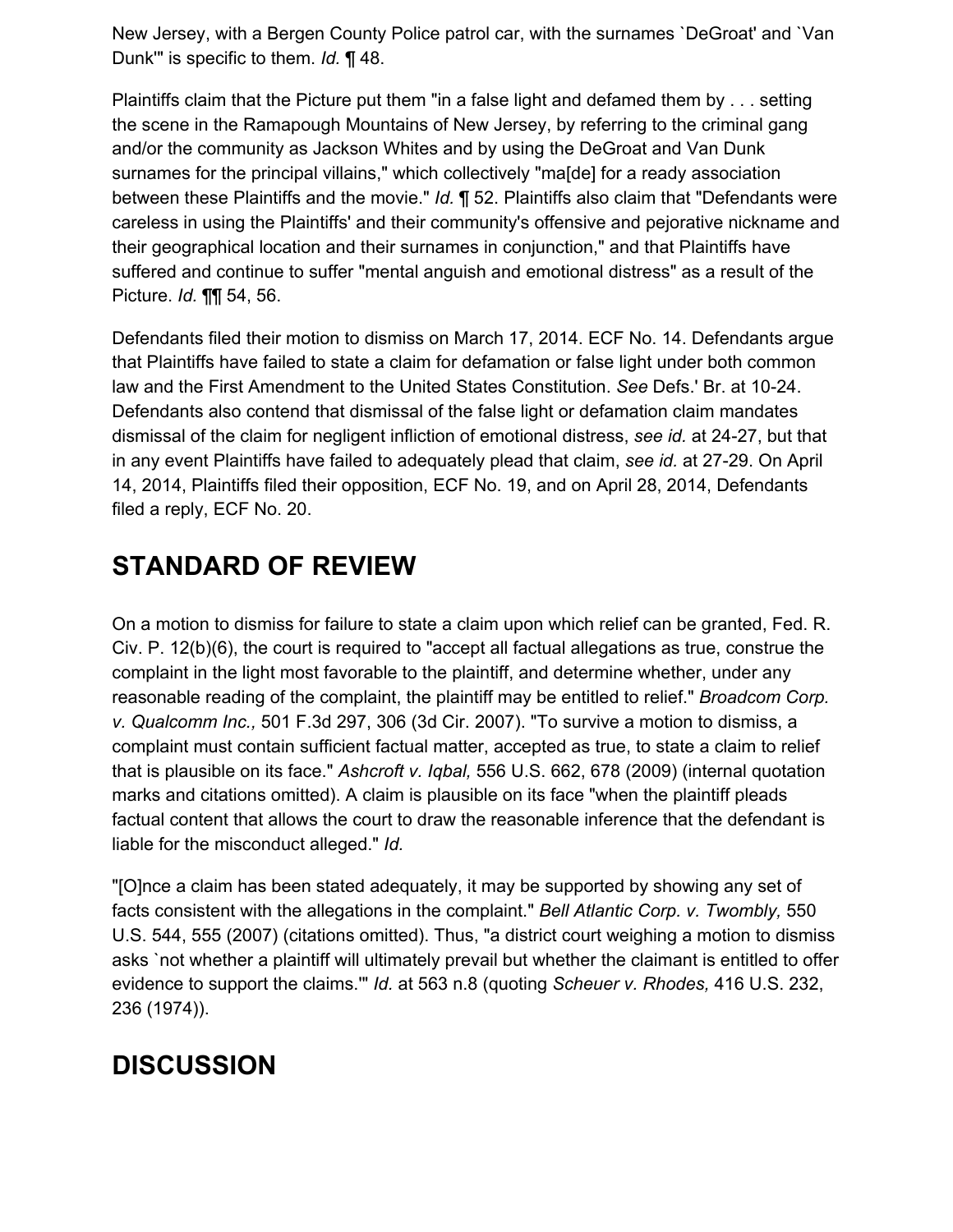New Jersey, with a Bergen County Police patrol car, with the surnames `DeGroat' and `Van Dunk'" is specific to them. *Id.* ¶ 48.

Plaintiffs claim that the Picture put them "in a false light and defamed them by . . . setting the scene in the Ramapough Mountains of New Jersey, by referring to the criminal gang and/or the community as Jackson Whites and by using the DeGroat and Van Dunk surnames for the principal villains," which collectively "ma[de] for a ready association between these Plaintiffs and the movie." *Id.* ¶ 52. Plaintiffs also claim that "Defendants were careless in using the Plaintiffs' and their community's offensive and pejorative nickname and their geographical location and their surnames in conjunction," and that Plaintiffs have suffered and continue to suffer "mental anguish and emotional distress" as a result of the Picture. *Id.* ¶¶ 54, 56.

Defendants filed their motion to dismiss on March 17, 2014. ECF No. 14. Defendants argue that Plaintiffs have failed to state a claim for defamation or false light under both common law and the First Amendment to the United States Constitution. *See* Defs.' Br. at 10-24. Defendants also contend that dismissal of the false light or defamation claim mandates dismissal of the claim for negligent infliction of emotional distress, *see id.* at 24-27, but that in any event Plaintiffs have failed to adequately plead that claim, *see id.* at 27-29. On April 14, 2014, Plaintiffs filed their opposition, ECF No. 19, and on April 28, 2014, Defendants filed a reply, ECF No. 20.

## STANDARD OF REVIEW

On a motion to dismiss for failure to state a claim upon which relief can be granted, Fed. R. Civ. P. 12(b)(6), the court is required to "accept all factual allegations as true, construe the complaint in the light most favorable to the plaintiff, and determine whether, under any reasonable reading of the complaint, the plaintiff may be entitled to relief." *Broadcom Corp. v. Qualcomm Inc.,* 501 F.3d 297, 306 (3d Cir. 2007). "To survive a motion to dismiss, a complaint must contain sufficient factual matter, accepted as true, to state a claim to relief that is plausible on its face." *Ashcroft v. Iqbal,* 556 U.S. 662, 678 (2009) (internal quotation marks and citations omitted). A claim is plausible on its face "when the plaintiff pleads factual content that allows the court to draw the reasonable inference that the defendant is liable for the misconduct alleged." *Id.*

"[O]nce a claim has been stated adequately, it may be supported by showing any set of facts consistent with the allegations in the complaint." *Bell Atlantic Corp. v. Twombly,* 550 U.S. 544, 555 (2007) (citations omitted). Thus, "a district court weighing a motion to dismiss asks `not whether a plaintiff will ultimately prevail but whether the claimant is entitled to offer evidence to support the claims.'" *Id.* at 563 n.8 (quoting *Scheuer v. Rhodes,* 416 U.S. 232, 236 (1974)).

## DISCUSSION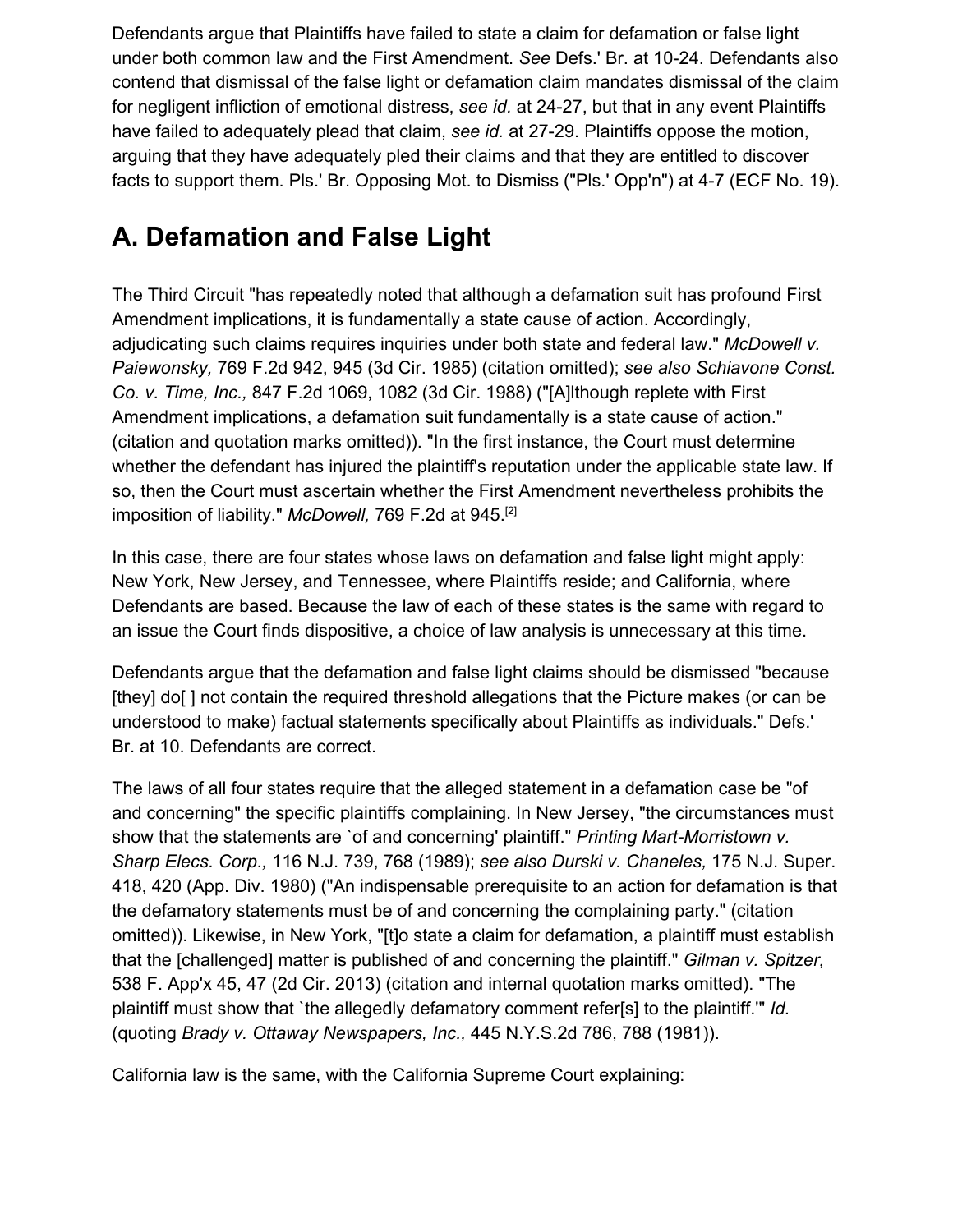Defendants argue that Plaintiffs have failed to state a claim for defamation or false light under both common law and the First Amendment. *See* Defs.' Br. at 10-24. Defendants also contend that dismissal of the false light or defamation claim mandates dismissal of the claim for negligent infliction of emotional distress, *see id.* at 24-27, but that in any event Plaintiffs have failed to adequately plead that claim, *see id.* at 27-29. Plaintiffs oppose the motion, arguing that they have adequately pled their claims and that they are entitled to discover facts to support them. Pls.' Br. Opposing Mot. to Dismiss ("Pls.' Opp'n") at 4-7 (ECF No. 19).

## A. Defamation and False Light

The Third Circuit "has repeatedly noted that although a defamation suit has profound First Amendment implications, it is fundamentally a state cause of action. Accordingly, adjudicating such claims requires inquiries under both state and federal law." *McDowell v. Paiewonsky,* 769 F.2d 942, 945 (3d Cir. 1985) (citation omitted); *see also Schiavone Const. Co. v. Time, Inc.,* 847 F.2d 1069, 1082 (3d Cir. 1988) ("[A]lthough replete with First Amendment implications, a defamation suit fundamentally is a state cause of action." (citation and quotation marks omitted)). "In the first instance, the Court must determine whether the defendant has injured the plaintiff's reputation under the applicable state law. If so, then the Court must ascertain whether the First Amendment nevertheless prohibits the imposition of liability." *McDowell,* 769 F.2d at 945.[2]

In this case, there are four states whose laws on defamation and false light might apply: New York, New Jersey, and Tennessee, where Plaintiffs reside; and California, where Defendants are based. Because the law of each of these states is the same with regard to an issue the Court finds dispositive, a choice of law analysis is unnecessary at this time.

Defendants argue that the defamation and false light claims should be dismissed "because [they] do[ ] not contain the required threshold allegations that the Picture makes (or can be understood to make) factual statements specifically about Plaintiffs as individuals." Defs.' Br. at 10. Defendants are correct.

The laws of all four states require that the alleged statement in a defamation case be "of and concerning" the specific plaintiffs complaining. In New Jersey, "the circumstances must show that the statements are `of and concerning' plaintiff." *Printing Mart-Morristown v. Sharp Elecs. Corp.,* 116 N.J. 739, 768 (1989); *see also Durski v. Chaneles,* 175 N.J. Super. 418, 420 (App. Div. 1980) ("An indispensable prerequisite to an action for defamation is that the defamatory statements must be of and concerning the complaining party." (citation omitted)). Likewise, in New York, "[t]o state a claim for defamation, a plaintiff must establish that the [challenged] matter is published of and concerning the plaintiff." *Gilman v. Spitzer,* 538 F. App'x 45, 47 (2d Cir. 2013) (citation and internal quotation marks omitted). "The plaintiff must show that `the allegedly defamatory comment refer[s] to the plaintiff.'" *Id.* (quoting *Brady v. Ottaway Newspapers, Inc.,* 445 N.Y.S.2d 786, 788 (1981)).

California law is the same, with the California Supreme Court explaining: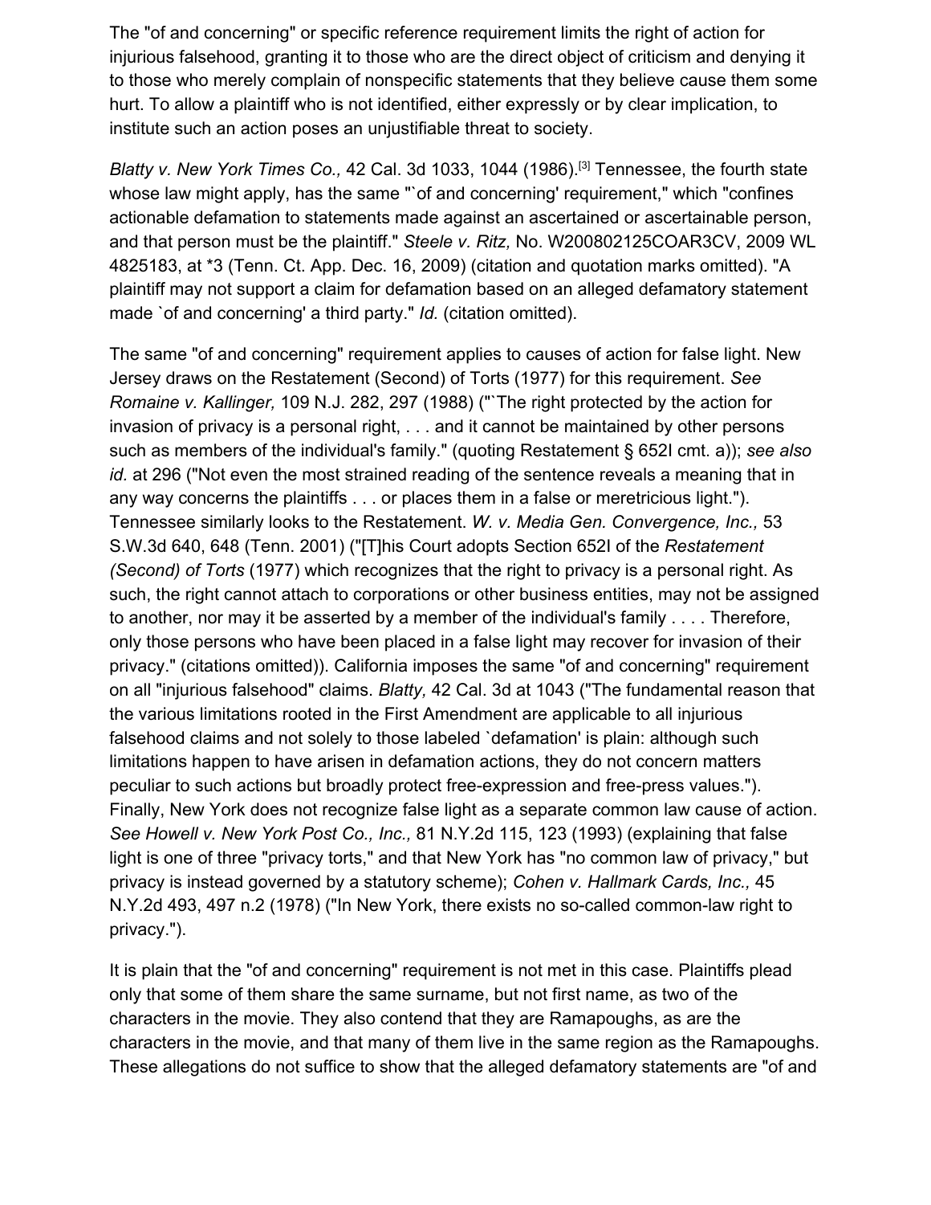The "of and concerning" or specific reference requirement limits the right of action for injurious falsehood, granting it to those who are the direct object of criticism and denying it to those who merely complain of nonspecific statements that they believe cause them some hurt. To allow a plaintiff who is not identified, either expressly or by clear implication, to institute such an action poses an unjustifiable threat to society.

*Blatty v. New York Times Co.,* 42 Cal. 3d 1033, 1044 (1986).[3] Tennessee, the fourth state whose law might apply, has the same "`of and concerning' requirement," which "confines actionable defamation to statements made against an ascertained or ascertainable person, and that person must be the plaintiff." *Steele v. Ritz,* No. W200802125COAR3CV, 2009 WL 4825183, at *3 (Tenn. Ct. App. Dec. 16, 2009) (citation and quotation marks omitted). "A plaintiff may not support a claim for defamation based on an alleged defamatory statement made `of and concerning' a third party." *Id.* (citation omitted).

The same "of and concerning" requirement applies to causes of action for false light. New Jersey draws on the Restatement (Second) of Torts (1977) for this requirement. *See Romaine v. Kallinger,* 109 N.J. 282, 297 (1988) ("`The right protected by the action for invasion of privacy is a personal right, . . . and it cannot be maintained by other persons such as members of the individual's family." (quoting Restatement § 652I cmt. a)); *see also id.* at 296 ("Not even the most strained reading of the sentence reveals a meaning that in any way concerns the plaintiffs . . . or places them in a false or meretricious light."). Tennessee similarly looks to the Restatement. *W. v. Media Gen. Convergence, Inc.,* 53 S.W.3d 640, 648 (Tenn. 2001) ("[T]his Court adopts Section 652I of the *Restatement (Second) of Torts* (1977) which recognizes that the right to privacy is a personal right. As such, the right cannot attach to corporations or other business entities, may not be assigned to another, nor may it be asserted by a member of the individual's family . . . . Therefore, only those persons who have been placed in a false light may recover for invasion of their privacy." (citations omitted)). California imposes the same "of and concerning" requirement on all "injurious falsehood" claims. *Blatty,* 42 Cal. 3d at 1043 ("The fundamental reason that the various limitations rooted in the First Amendment are applicable to all injurious falsehood claims and not solely to those labeled `defamation' is plain: although such limitations happen to have arisen in defamation actions, they do not concern matters peculiar to such actions but broadly protect free-expression and free-press values."). Finally, New York does not recognize false light as a separate common law cause of action. *See Howell v. New York Post Co., Inc.,* 81 N.Y.2d 115, 123 (1993) (explaining that false light is one of three "privacy torts," and that New York has "no common law of privacy," but privacy is instead governed by a statutory scheme); *Cohen v. Hallmark Cards, Inc.,* 45 N.Y.2d 493, 497 n.2 (1978) ("In New York, there exists no so-called common-law right to privacy.").

It is plain that the "of and concerning" requirement is not met in this case. Plaintiffs plead only that some of them share the same surname, but not first name, as two of the characters in the movie. They also contend that they are Ramapoughs, as are the characters in the movie, and that many of them live in the same region as the Ramapoughs. These allegations do not suffice to show that the alleged defamatory statements are "of and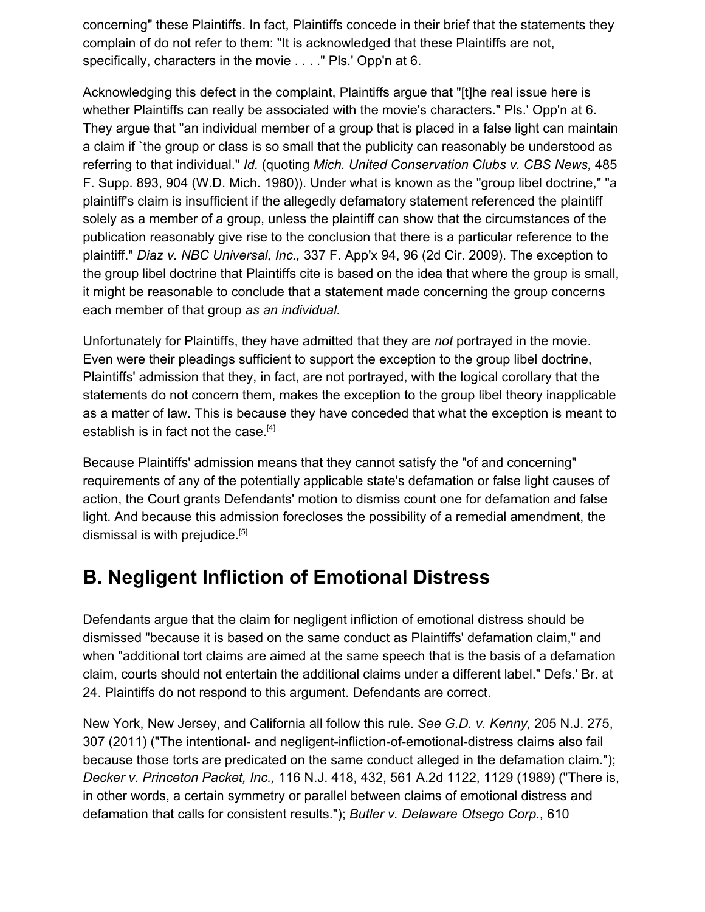concerning" these Plaintiffs. In fact, Plaintiffs concede in their brief that the statements they complain of do not refer to them: "It is acknowledged that these Plaintiffs are not, specifically, characters in the movie . . . ." Pls.' Opp'n at 6.

Acknowledging this defect in the complaint, Plaintiffs argue that "[t]he real issue here is whether Plaintiffs can really be associated with the movie's characters." Pls.' Opp'n at 6. They argue that "an individual member of a group that is placed in a false light can maintain a claim if `the group or class is so small that the publicity can reasonably be understood as referring to that individual." *Id.* (quoting *Mich. United Conservation Clubs v. CBS News,* 485 F. Supp. 893, 904 (W.D. Mich. 1980)). Under what is known as the "group libel doctrine," "a plaintiff's claim is insufficient if the allegedly defamatory statement referenced the plaintiff solely as a member of a group, unless the plaintiff can show that the circumstances of the publication reasonably give rise to the conclusion that there is a particular reference to the plaintiff." *Diaz v. NBC Universal, Inc.,* 337 F. App'x 94, 96 (2d Cir. 2009). The exception to the group libel doctrine that Plaintiffs cite is based on the idea that where the group is small, it might be reasonable to conclude that a statement made concerning the group concerns each member of that group *as an individual.*

Unfortunately for Plaintiffs, they have admitted that they are *not* portrayed in the movie. Even were their pleadings sufficient to support the exception to the group libel doctrine, Plaintiffs' admission that they, in fact, are not portrayed, with the logical corollary that the statements do not concern them, makes the exception to the group libel theory inapplicable as a matter of law. This is because they have conceded that what the exception is meant to establish is in fact not the case.[4]

Because Plaintiffs' admission means that they cannot satisfy the "of and concerning" requirements of any of the potentially applicable state's defamation or false light causes of action, the Court grants Defendants' motion to dismiss count one for defamation and false light. And because this admission forecloses the possibility of a remedial amendment, the dismissal is with prejudice.[5]

## B. Negligent Infliction of Emotional Distress

Defendants argue that the claim for negligent infliction of emotional distress should be dismissed "because it is based on the same conduct as Plaintiffs' defamation claim," and when "additional tort claims are aimed at the same speech that is the basis of a defamation claim, courts should not entertain the additional claims under a different label." Defs.' Br. at 24. Plaintiffs do not respond to this argument. Defendants are correct.

New York, New Jersey, and California all follow this rule. *See G.D. v. Kenny,* 205 N.J. 275, 307 (2011) ("The intentional- and negligent-infliction-of-emotional-distress claims also fail because those torts are predicated on the same conduct alleged in the defamation claim."); *Decker v. Princeton Packet, Inc.,* 116 N.J. 418, 432, 561 A.2d 1122, 1129 (1989) ("There is, in other words, a certain symmetry or parallel between claims of emotional distress and defamation that calls for consistent results."); *Butler v. Delaware Otsego Corp.,* 610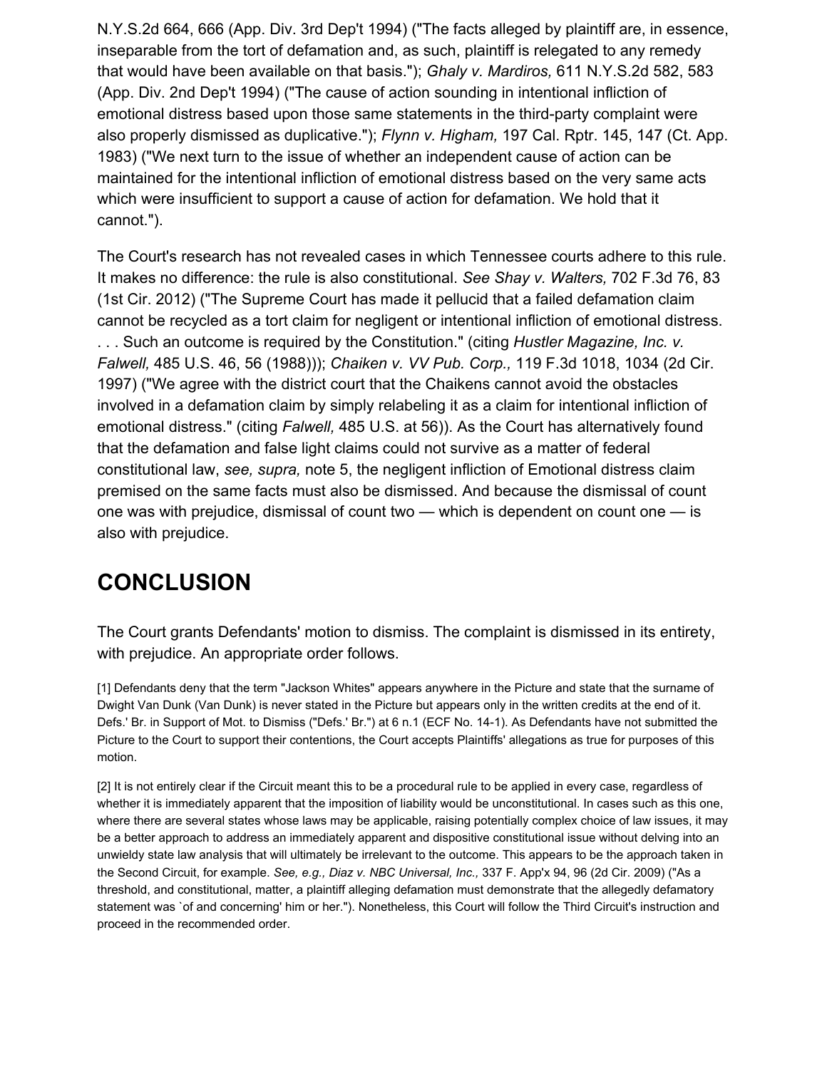N.Y.S.2d 664, 666 (App. Div. 3rd Dep't 1994) ("The facts alleged by plaintiff are, in essence, inseparable from the tort of defamation and, as such, plaintiff is relegated to any remedy that would have been available on that basis."); *Ghaly v. Mardiros,* 611 N.Y.S.2d 582, 583 (App. Div. 2nd Dep't 1994) ("The cause of action sounding in intentional infliction of emotional distress based upon those same statements in the third-party complaint were also properly dismissed as duplicative."); *Flynn v. Higham,* 197 Cal. Rptr. 145, 147 (Ct. App. 1983) ("We next turn to the issue of whether an independent cause of action can be maintained for the intentional infliction of emotional distress based on the very same acts which were insufficient to support a cause of action for defamation. We hold that it cannot.").

The Court's research has not revealed cases in which Tennessee courts adhere to this rule. It makes no difference: the rule is also constitutional. *See Shay v. Walters,* 702 F.3d 76, 83 (1st Cir. 2012) ("The Supreme Court has made it pellucid that a failed defamation claim cannot be recycled as a tort claim for negligent or intentional infliction of emotional distress. . . . Such an outcome is required by the Constitution." (citing *Hustler Magazine, Inc. v. Falwell,* 485 U.S. 46, 56 (1988))); *Chaiken v. VV Pub. Corp.,* 119 F.3d 1018, 1034 (2d Cir. 1997) ("We agree with the district court that the Chaikens cannot avoid the obstacles involved in a defamation claim by simply relabeling it as a claim for intentional infliction of emotional distress." (citing *Falwell,* 485 U.S. at 56)). As the Court has alternatively found that the defamation and false light claims could not survive as a matter of federal constitutional law, *see, supra,* note 5, the negligent infliction of Emotional distress claim premised on the same facts must also be dismissed. And because the dismissal of count one was with prejudice, dismissal of count two — which is dependent on count one — is also with prejudice.

## CONCLUSION

The Court grants Defendants' motion to dismiss. The complaint is dismissed in its entirety, with prejudice. An appropriate order follows.

[1] Defendants deny that the term "Jackson Whites" appears anywhere in the Picture and state that the surname of Dwight Van Dunk (Van Dunk) is never stated in the Picture but appears only in the written credits at the end of it. Defs.' Br. in Support of Mot. to Dismiss ("Defs.' Br.") at 6 n.1 (ECF No. 14-1). As Defendants have not submitted the Picture to the Court to support their contentions, the Court accepts Plaintiffs' allegations as true for purposes of this motion.

[2] It is not entirely clear if the Circuit meant this to be a procedural rule to be applied in every case, regardless of whether it is immediately apparent that the imposition of liability would be unconstitutional. In cases such as this one, where there are several states whose laws may be applicable, raising potentially complex choice of law issues, it may be a better approach to address an immediately apparent and dispositive constitutional issue without delving into an unwieldy state law analysis that will ultimately be irrelevant to the outcome. This appears to be the approach taken in the Second Circuit, for example. *See, e.g., Diaz v. NBC Universal, Inc.,* 337 F. App'x 94, 96 (2d Cir. 2009) ("As a threshold, and constitutional, matter, a plaintiff alleging defamation must demonstrate that the allegedly defamatory statement was `of and concerning' him or her."). Nonetheless, this Court will follow the Third Circuit's instruction and proceed in the recommended order.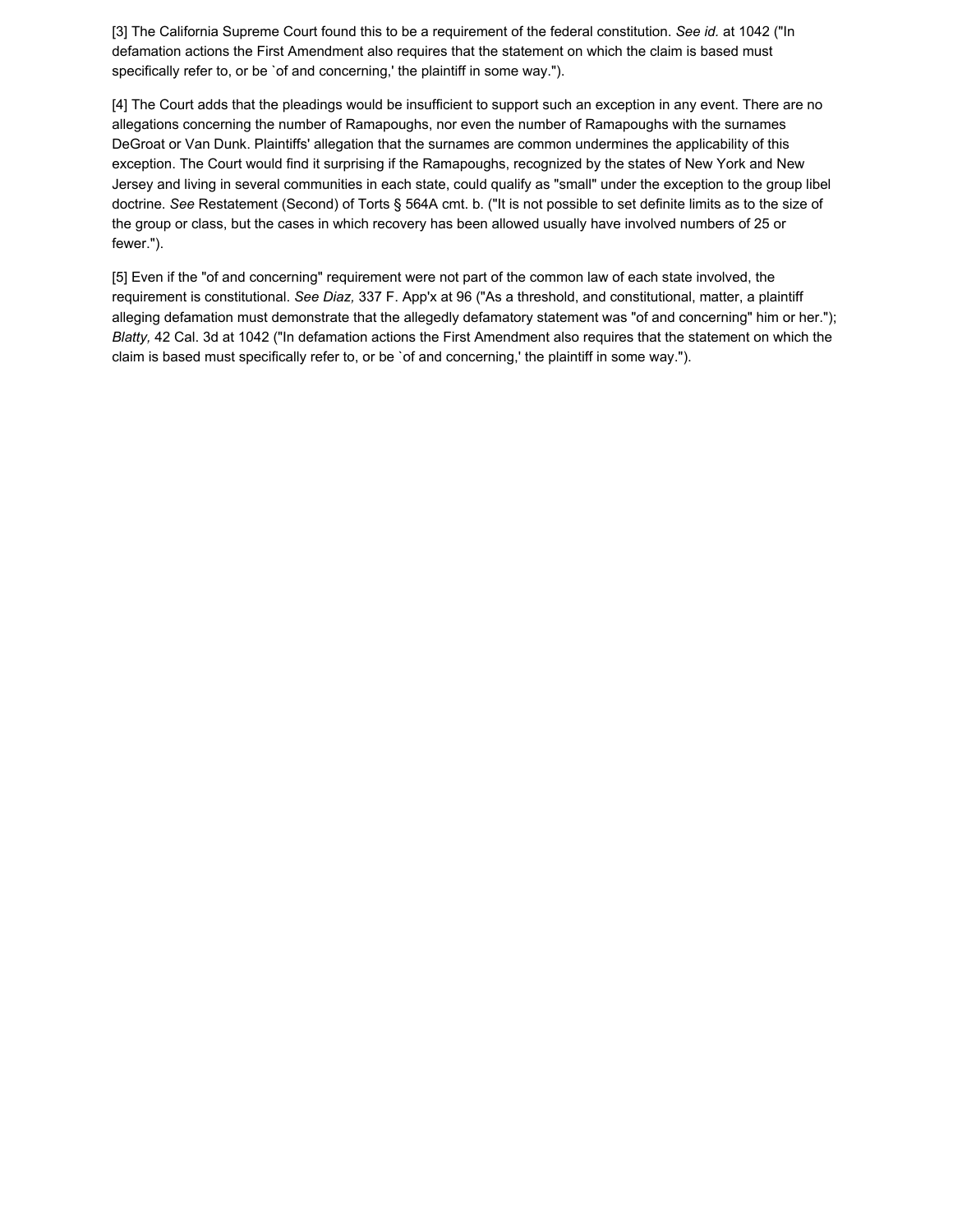[3] The California Supreme Court found this to be a requirement of the federal constitution. *See id.* at 1042 ("In defamation actions the First Amendment also requires that the statement on which the claim is based must specifically refer to, or be `of and concerning,' the plaintiff in some way.").

[4] The Court adds that the pleadings would be insufficient to support such an exception in any event. There are no allegations concerning the number of Ramapoughs, nor even the number of Ramapoughs with the surnames DeGroat or Van Dunk. Plaintiffs' allegation that the surnames are common undermines the applicability of this exception. The Court would find it surprising if the Ramapoughs, recognized by the states of New York and New Jersey and living in several communities in each state, could qualify as "small" under the exception to the group libel doctrine. *See* Restatement (Second) of Torts § 564A cmt. b. ("It is not possible to set definite limits as to the size of the group or class, but the cases in which recovery has been allowed usually have involved numbers of 25 or fewer.").

[5] Even if the "of and concerning" requirement were not part of the common law of each state involved, the requirement is constitutional. *See Diaz,* 337 F. App'x at 96 ("As a threshold, and constitutional, matter, a plaintiff alleging defamation must demonstrate that the allegedly defamatory statement was "of and concerning" him or her."); *Blatty,* 42 Cal. 3d at 1042 ("In defamation actions the First Amendment also requires that the statement on which the claim is based must specifically refer to, or be `of and concerning,' the plaintiff in some way.").